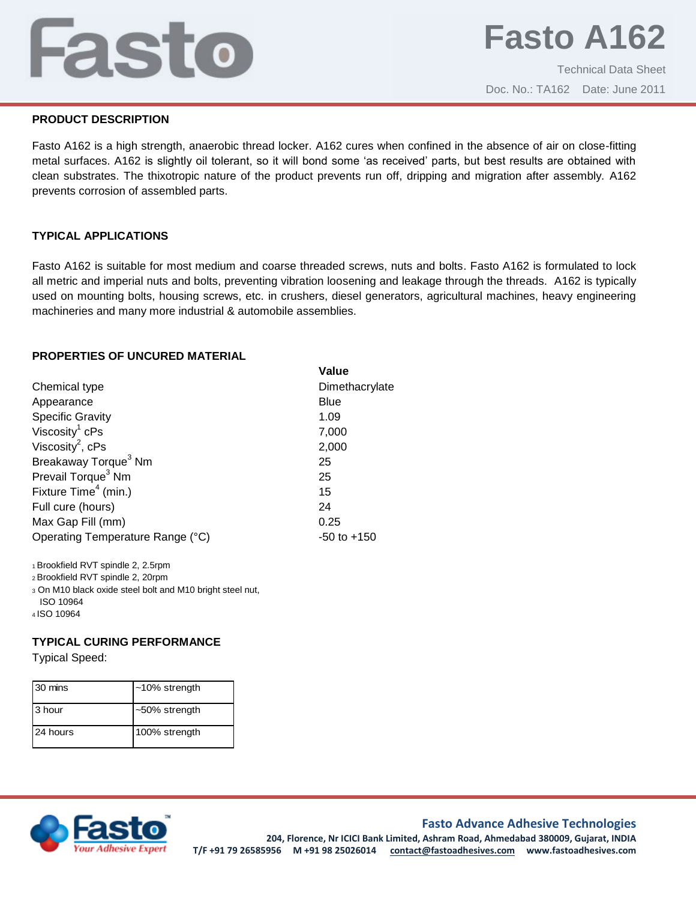# Fasto A162

Technical Data Sheet

Doc. No.: TA162 Date: June 2011

## PRODUCT DESCRIPTION

Fasto A162 is a high strength, anaerobic thread locker. A162 cures when confined in the absence of air on close-fitting metal surfaces. A162 is slightly oil tolerant, so it will bond some 'as received' parts, but best results are obtained with clean substrates. The thixotropic nature of the product prevents run off, dripping and migration after assembly. A162 prevents corrosion of assembled parts.

## TYPICAL APPLICATIONS

Fasto A162 is suitable for most medium and coarse threaded screws, nuts and bolts. Fasto A162 is formulated to lock all metric and imperial nuts and bolts, preventing vibration loosening and leakage through the threads. A162 is typically used on mounting bolts, housing screws, etc. in crushers, diesel generators, agricultural machines, heavy engineering machineries and many more industrial & automobile assemblies.

## PROPERTIES OF UNCURED MATERIAL

| | **Value** |
|---|---|
| Chemical type | Dimethacrylate |
| Appearance | Blue |
| Specific Gravity | 1.09 |
| Viscosity[1] cPs | 7,000 |
| Viscosity[2], cPs | 2,000 |
| Breakaway Torque[3] Nm | 25 |
| Prevail Torque[3] Nm | 25 |
| Fixture Time[4] (min.) | 15 |
| Full cure (hours) | 24 |
| Max Gap Fill (mm) | 0.25 |
| Operating Temperature Range (°C) | -50 to +150 |

1 Brookfield RVT spindle 2, 2.5rpm
2 Brookfield RVT spindle 2, 20rpm
3 On M10 black oxide steel bolt and M10 bright steel nut, ISO 10964
4 ISO 10964

## TYPICAL CURING PERFORMANCE

Typical Speed:

| | |
|---|---|
| 30 mins | ~10% strength |
| 3 hour | ~50% strength |
| 24 hours | 100% strength |

**Fasto Advance Adhesive Technologies**
204, Florence, Nr ICICI Bank Limited, Ashram Road, Ahmedabad 380009, Gujarat, INDIA
T/F +91 79 26585956 M +91 98 25026014 contact@fastoadhesives.com www.fastoadhesives.com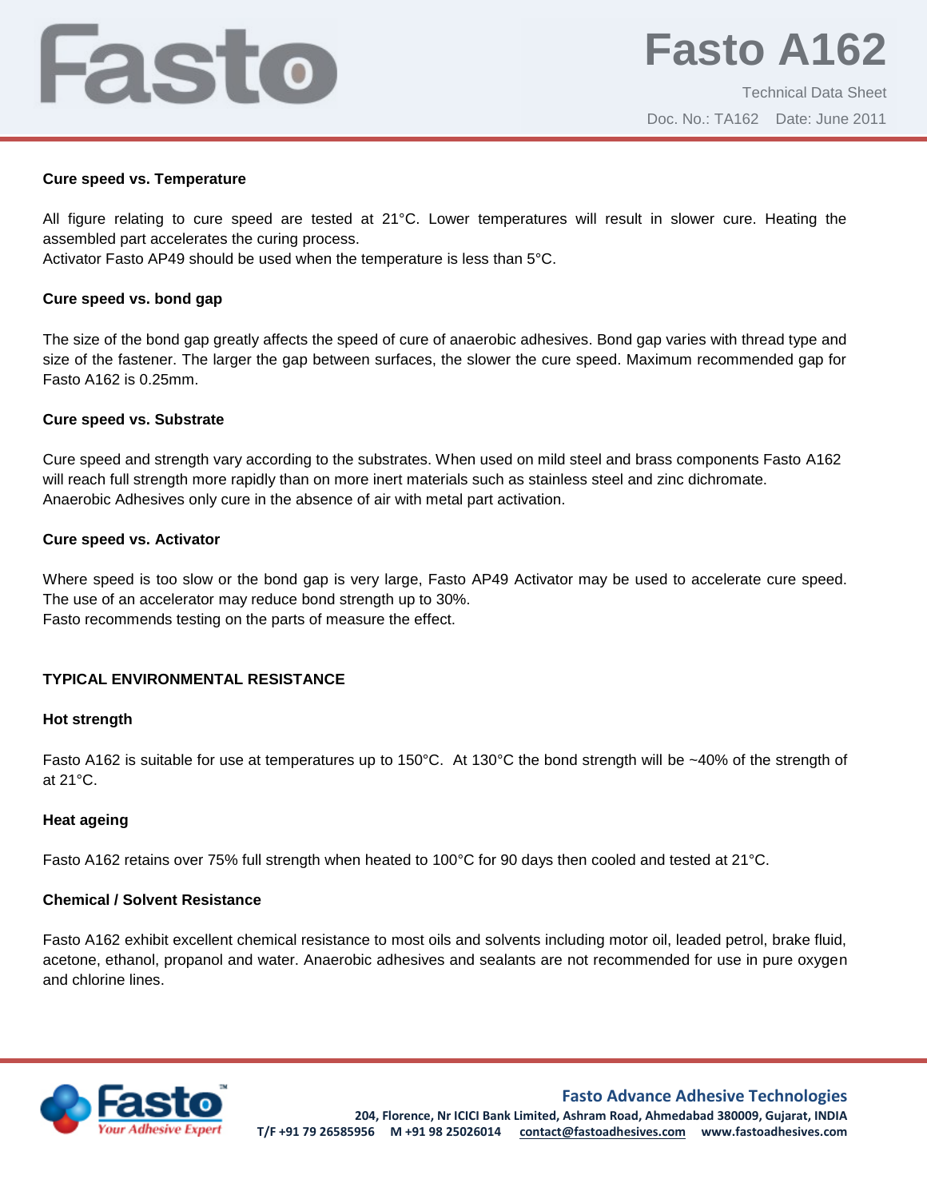**Cure speed vs. Temperature**

All figure relating to cure speed are tested at 21°C. Lower temperatures will result in slower cure. Heating the assembled part accelerates the curing process.
Activator Fasto AP49 should be used when the temperature is less than 5°C.

**Cure speed vs. bond gap**

The size of the bond gap greatly affects the speed of cure of anaerobic adhesives. Bond gap varies with thread type and size of the fastener. The larger the gap between surfaces, the slower the cure speed. Maximum recommended gap for Fasto A162 is 0.25mm.

**Cure speed vs. Substrate**

Cure speed and strength vary according to the substrates. When used on mild steel and brass components Fasto A162 will reach full strength more rapidly than on more inert materials such as stainless steel and zinc dichromate.
Anaerobic Adhesives only cure in the absence of air with metal part activation.

**Cure speed vs. Activator**

Where speed is too slow or the bond gap is very large, Fasto AP49 Activator may be used to accelerate cure speed. The use of an accelerator may reduce bond strength up to 30%.
Fasto recommends testing on the parts of measure the effect.

**TYPICAL ENVIRONMENTAL RESISTANCE**

**Hot strength**

Fasto A162 is suitable for use at temperatures up to 150°C. At 130°C the bond strength will be ~40% of the strength of at 21°C.

**Heat ageing**

Fasto A162 retains over 75% full strength when heated to 100°C for 90 days then cooled and tested at 21°C.

**Chemical / Solvent Resistance**

Fasto A162 exhibit excellent chemical resistance to most oils and solvents including motor oil, leaded petrol, brake fluid, acetone, ethanol, propanol and water. Anaerobic adhesives and sealants are not recommended for use in pure oxygen and chlorine lines.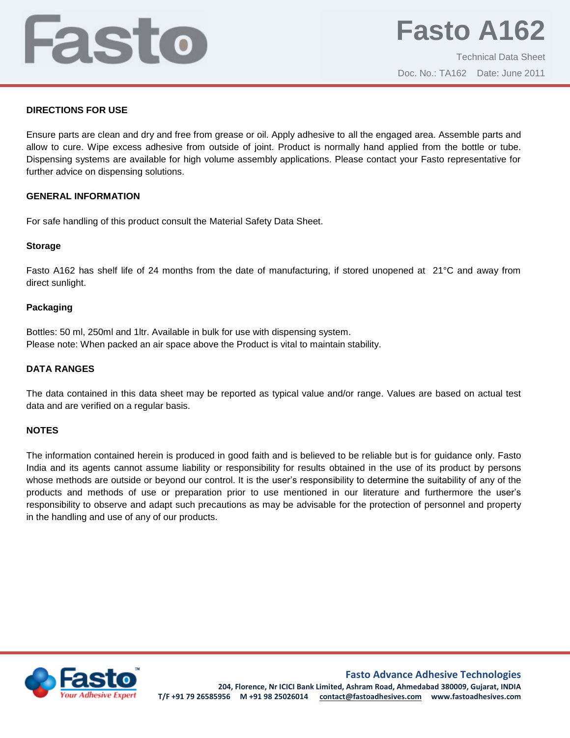## DIRECTIONS FOR USE

Ensure parts are clean and dry and free from grease or oil. Apply adhesive to all the engaged area. Assemble parts and allow to cure. Wipe excess adhesive from outside of joint. Product is normally hand applied from the bottle or tube. Dispensing systems are available for high volume assembly applications. Please contact your Fasto representative for further advice on dispensing solutions.

## GENERAL INFORMATION

For safe handling of this product consult the Material Safety Data Sheet.

### Storage

Fasto A162 has shelf life of 24 months from the date of manufacturing, if stored unopened at 21°C and away from direct sunlight.

### Packaging

Bottles: 50 ml, 250ml and 1ltr. Available in bulk for use with dispensing system.
Please note: When packed an air space above the Product is vital to maintain stability.

## DATA RANGES

The data contained in this data sheet may be reported as typical value and/or range. Values are based on actual test data and are verified on a regular basis.

## NOTES

The information contained herein is produced in good faith and is believed to be reliable but is for guidance only. Fasto India and its agents cannot assume liability or responsibility for results obtained in the use of its product by persons whose methods are outside or beyond our control. It is the user's responsibility to determine the suitability of any of the products and methods of use or preparation prior to use mentioned in our literature and furthermore the user's responsibility to observe and adapt such precautions as may be advisable for the protection of personnel and property in the handling and use of any of our products.